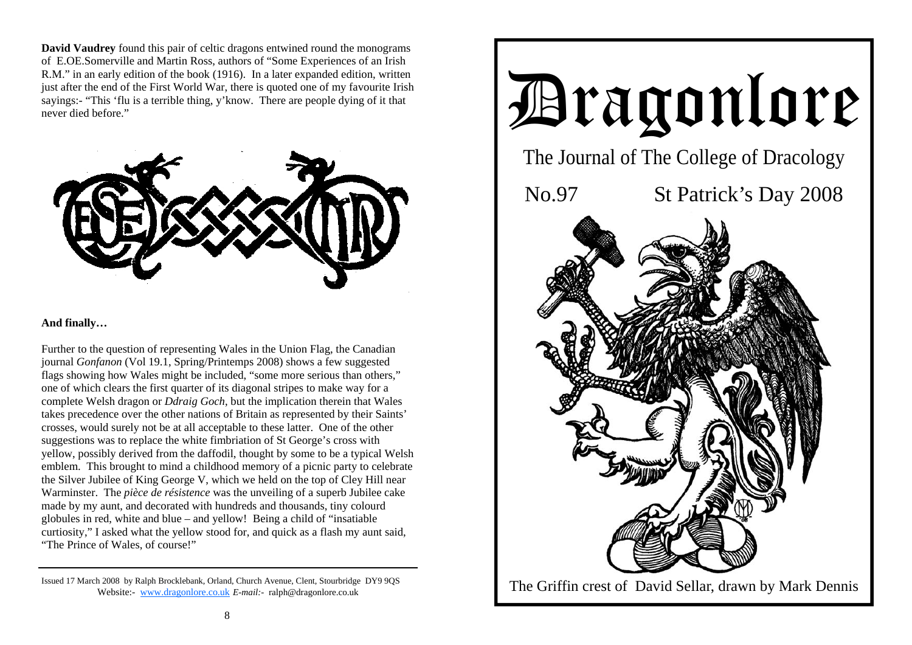**David Vaudrey** found this pair of celtic dragons entwined round the monograms of E.OE.Somerville and Martin Ross, authors of "Some Experiences of an Irish R.M." in an early edition of the book (1916). In a later expanded edition, written just after the end of the First World War, there is quoted one of my favourite Irish sayings:- "This 'flu is a terrible thing, y'know. There are people dying of it that never died before."

**And finally…**

Further to the question of representing Wales in the Union Flag, the Canadian journal *Gonfanon* (Vol 19.1, Spring/Printemps 2008) shows a few suggested flags showing how Wales might be included, "some more serious than others," one of which clears the first quarter of its diagonal stripes to make way for a complete Welsh dragon or *Ddraig Goch*, but the implication therein that Wales takes precedence over the other nations of Britain as represented by their Saints' crosses, would surely not be at all acceptable to these latter. One of the other suggestions was to replace the white fimbriation of St George's cross with yellow, possibly derived from the daffodil, thought by some to be a typical Welsh emblem. This brought to mind a childhood memory of a picnic party to celebrate the Silver Jubilee of King George V, which we held on the top of Cley Hill near Warminster. The *pièce de résistence* was the unveiling of a superb Jubilee cake made by my aunt, and decorated with hundreds and thousands, tiny colourd globules in red, white and blue – and yellow! Being a child of "insatiable curtiosity," I asked what the yellow stood for, and quick as a flash my aunt said, "The Prince of Wales, of course!"

---

Issued 17 March 2008 by Ralph Brocklebank, Orland, Church Avenue, Clent, Stourbridge DY9 9QS
Website:- www.dragonlore.co.uk *E-mail:-* ralph@dragonlore.co.uk

# Dragonlore

## The Journal of The College of Dracology

No.97 St Patrick's Day 2008

The Griffin crest of David Sellar, drawn by Mark Dennis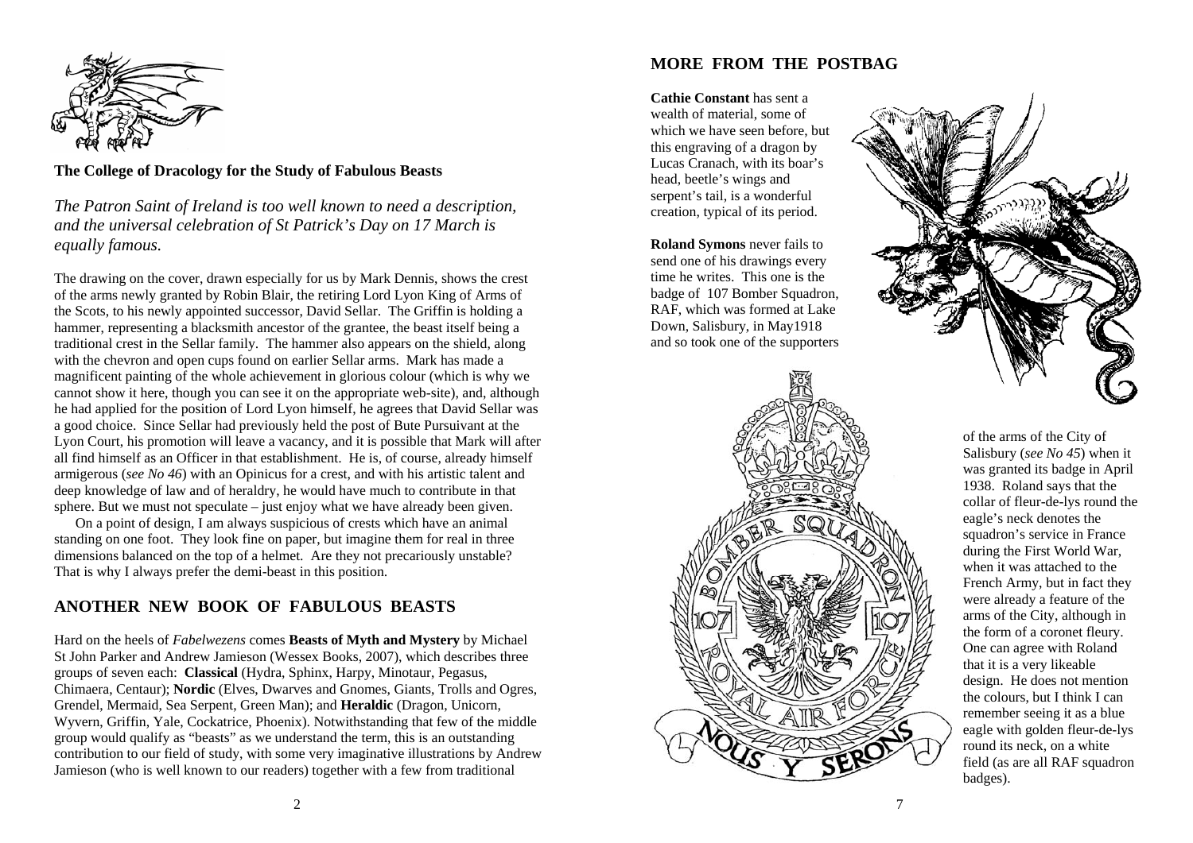**The College of Dracology for the Study of Fabulous Beasts**

*The Patron Saint of Ireland is too well known to need a description, and the universal celebration of St Patrick's Day on 17 March is equally famous.*

The drawing on the cover, drawn especially for us by Mark Dennis, shows the crest of the arms newly granted by Robin Blair, the retiring Lord Lyon King of Arms of the Scots, to his newly appointed successor, David Sellar. The Griffin is holding a hammer, representing a blacksmith ancestor of the grantee, the beast itself being a traditional crest in the Sellar family. The hammer also appears on the shield, along with the chevron and open cups found on earlier Sellar arms. Mark has made a magnificent painting of the whole achievement in glorious colour (which is why we cannot show it here, though you can see it on the appropriate web-site), and, although he had applied for the position of Lord Lyon himself, he agrees that David Sellar was a good choice. Since Sellar had previously held the post of Bute Pursuivant at the Lyon Court, his promotion will leave a vacancy, and it is possible that Mark will after all find himself as an Officer in that establishment. He is, of course, already himself armigerous (*see No 46*) with an Opinicus for a crest, and with his artistic talent and deep knowledge of law and of heraldry, he would have much to contribute in that sphere. But we must not speculate – just enjoy what we have already been given.

On a point of design, I am always suspicious of crests which have an animal standing on one foot. They look fine on paper, but imagine them for real in three dimensions balanced on the top of a helmet. Are they not precariously unstable? That is why I always prefer the demi-beast in this position.

## ANOTHER NEW BOOK OF FABULOUS BEASTS

Hard on the heels of *Fabelwezens* comes **Beasts of Myth and Mystery** by Michael St John Parker and Andrew Jamieson (Wessex Books, 2007), which describes three groups of seven each: **Classical** (Hydra, Sphinx, Harpy, Minotaur, Pegasus, Chimaera, Centaur); **Nordic** (Elves, Dwarves and Gnomes, Giants, Trolls and Ogres, Grendel, Mermaid, Sea Serpent, Green Man); and **Heraldic** (Dragon, Unicorn, Wyvern, Griffin, Yale, Cockatrice, Phoenix). Notwithstanding that few of the middle group would qualify as "beasts" as we understand the term, this is an outstanding contribution to our field of study, with some very imaginative illustrations by Andrew Jamieson (who is well known to our readers) together with a few from traditional

## MORE FROM THE POSTBAG

**Cathie Constant** has sent a wealth of material, some of which we have seen before, but this engraving of a dragon by Lucas Cranach, with its boar's head, beetle's wings and serpent's tail, is a wonderful creation, typical of its period.

**Roland Symons** never fails to send one of his drawings every time he writes. This one is the badge of 107 Bomber Squadron, RAF, which was formed at Lake Down, Salisbury, in May1918 and so took one of the supporters of the arms of the City of Salisbury (*see No 45*) when it was granted its badge in April 1938. Roland says that the collar of fleur-de-lys round the eagle's neck denotes the squadron's service in France during the First World War, when it was attached to the French Army, but in fact they were already a feature of the arms of the City, although in the form of a coronet fleury. One can agree with Roland that it is a very likeable design. He does not mention the colours, but I think I can remember seeing it as a blue eagle with golden fleur-de-lys round its neck, on a white field (as are all RAF squadron badges).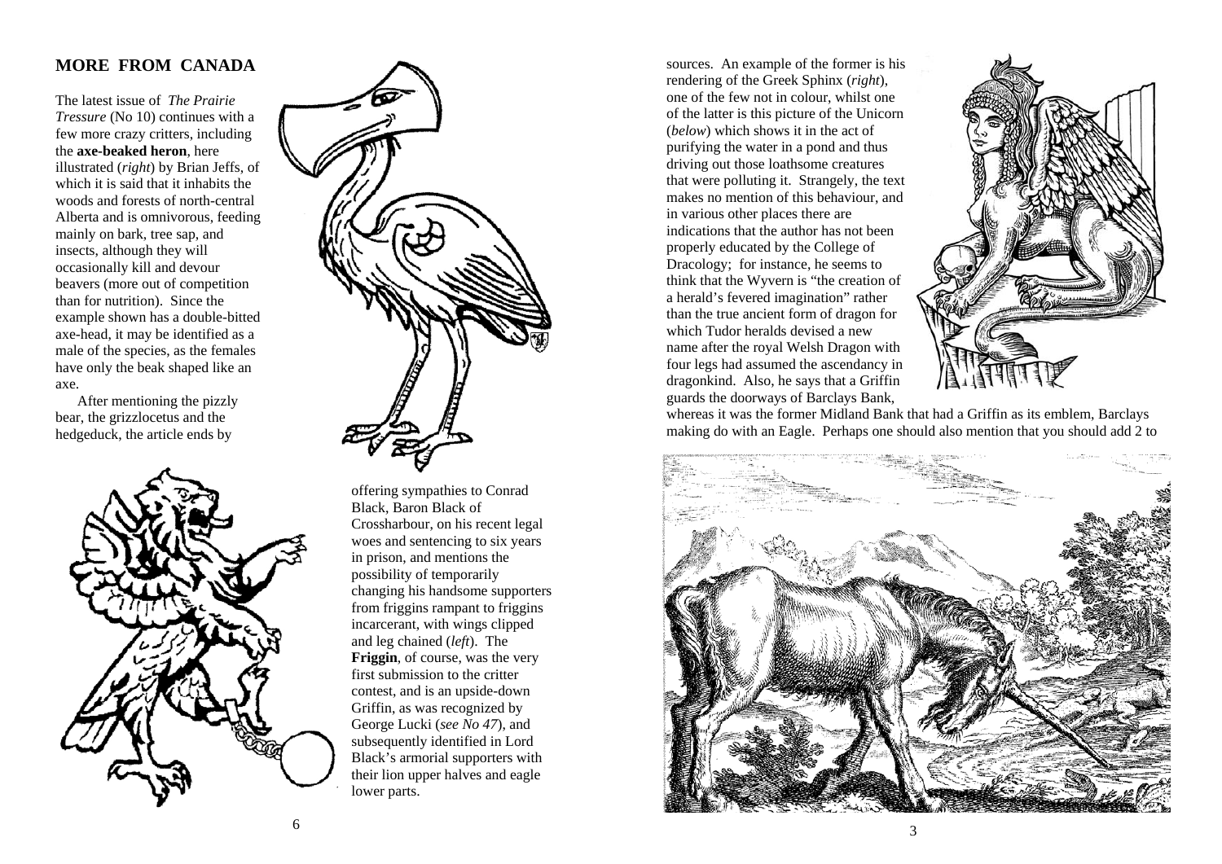## MORE FROM CANADA

The latest issue of *The Prairie Tressure* (No 10) continues with a few more crazy critters, including the **axe-beaked heron**, here illustrated (*right*) by Brian Jeffs, of which it is said that it inhabits the woods and forests of north-central Alberta and is omnivorous, feeding mainly on bark, tree sap, and insects, although they will occasionally kill and devour beavers (more out of competition than for nutrition). Since the example shown has a double-bitted axe-head, it may be identified as a male of the species, as the females have only the beak shaped like an axe.

After mentioning the pizzly bear, the grizzlocetus and the hedgeduck, the article ends by offering sympathies to Conrad Black, Baron Black of Crossharbour, on his recent legal woes and sentencing to six years in prison, and mentions the possibility of temporarily changing his handsome supporters from friggins rampant to friggins incarcerant, with wings clipped and leg chained (*left*). The **Friggin**, of course, was the very first submission to the critter contest, and is an upside-down Griffin, as was recognized by George Lucki (*see No 47*), and subsequently identified in Lord Black's armorial supporters with their lion upper halves and eagle lower parts.

sources. An example of the former is his rendering of the Greek Sphinx (*right*), one of the few not in colour, whilst one of the latter is this picture of the Unicorn (*below*) which shows it in the act of purifying the water in a pond and thus driving out those loathsome creatures that were polluting it. Strangely, the text makes no mention of this behaviour, and in various other places there are indications that the author has not been properly educated by the College of Dracology; for instance, he seems to think that the Wyvern is "the creation of a herald's fevered imagination" rather than the true ancient form of dragon for which Tudor heralds devised a new name after the royal Welsh Dragon with four legs had assumed the ascendancy in dragonkind. Also, he says that a Griffin guards the doorways of Barclays Bank, whereas it was the former Midland Bank that had a Griffin as its emblem, Barclays making do with an Eagle. Perhaps one should also mention that you should add 2 to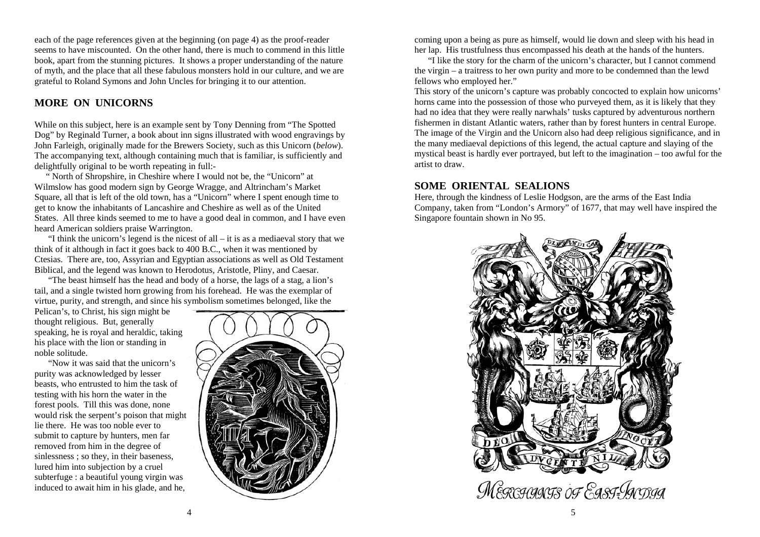each of the page references given at the beginning (on page 4) as the proof-reader seems to have miscounted. On the other hand, there is much to commend in this little book, apart from the stunning pictures. It shows a proper understanding of the nature of myth, and the place that all these fabulous monsters hold in our culture, and we are grateful to Roland Symons and John Uncles for bringing it to our attention.

## MORE ON UNICORNS

While on this subject, here is an example sent by Tony Denning from "The Spotted Dog" by Reginald Turner, a book about inn signs illustrated with wood engravings by John Farleigh, originally made for the Brewers Society, such as this Unicorn (*below*). The accompanying text, although containing much that is familiar, is sufficiently and delightfully original to be worth repeating in full:-

" North of Shropshire, in Cheshire where I would not be, the "Unicorn" at Wilmslow has good modern sign by George Wragge, and Altrincham's Market Square, all that is left of the old town, has a "Unicorn" where I spent enough time to get to know the inhabitants of Lancashire and Cheshire as well as of the United States. All three kinds seemed to me to have a good deal in common, and I have even heard American soldiers praise Warrington.

"I think the unicorn's legend is the nicest of all – it is as a mediaeval story that we think of it although in fact it goes back to 400 B.C., when it was mentioned by Ctesias. There are, too, Assyrian and Egyptian associations as well as Old Testament Biblical, and the legend was known to Herodotus, Aristotle, Pliny, and Caesar.

"The beast himself has the head and body of a horse, the lags of a stag, a lion's tail, and a single twisted horn growing from his forehead. He was the exemplar of virtue, purity, and strength, and since his symbolism sometimes belonged, like the Pelican's, to Christ, his sign might be thought religious. But, generally speaking, he is royal and heraldic, taking his place with the lion or standing in noble solitude.

"Now it was said that the unicorn's purity was acknowledged by lesser beasts, who entrusted to him the task of testing with his horn the water in the forest pools. Till this was done, none would risk the serpent's poison that might lie there. He was too noble ever to submit to capture by hunters, men far removed from him in the degree of sinlessness ; so they, in their baseness, lured him into subjection by a cruel subterfuge : a beautiful young virgin was induced to await him in his glade, and he, coming upon a being as pure as himself, would lie down and sleep with his head in her lap. His trustfulness thus encompassed his death at the hands of the hunters.

"I like the story for the charm of the unicorn's character, but I cannot commend the virgin – a traitress to her own purity and more to be condemned than the lewd fellows who employed her."

This story of the unicorn's capture was probably concocted to explain how unicorns' horns came into the possession of those who purveyed them, as it is likely that they had no idea that they were really narwhals' tusks captured by adventurous northern fishermen in distant Atlantic waters, rather than by forest hunters in central Europe. The image of the Virgin and the Unicorn also had deep religious significance, and in the many mediaeval depictions of this legend, the actual capture and slaying of the mystical beast is hardly ever portrayed, but left to the imagination – too awful for the artist to draw.

## SOME ORIENTAL SEALIONS

Here, through the kindness of Leslie Hodgson, are the arms of the East India Company, taken from "London's Armory" of 1677, that may well have inspired the Singapore fountain shown in No 95.

MERCHANTS OF EAST-INDIA